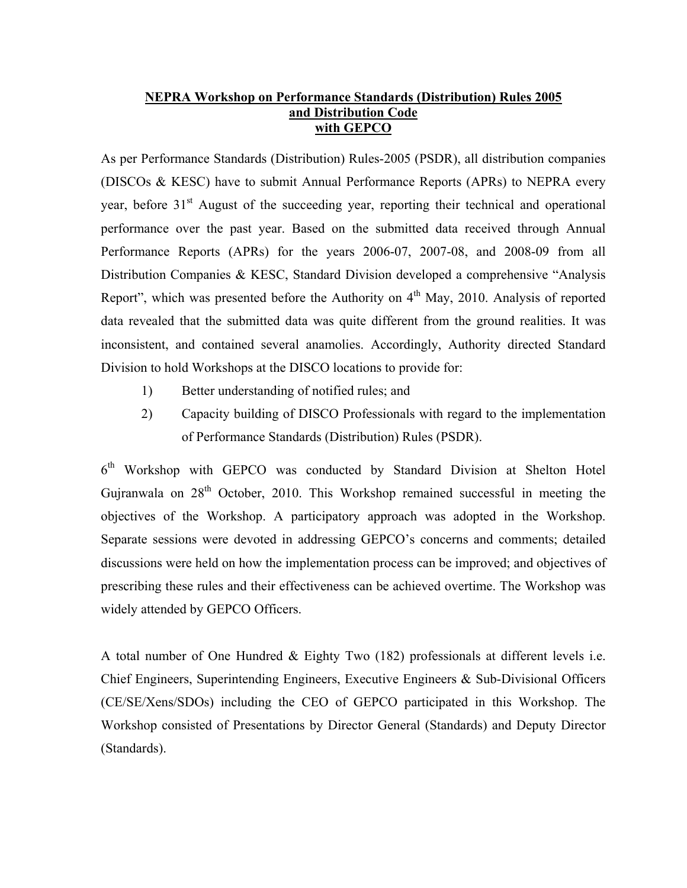# NEPRA Workshop on Performance Standards (Distribution) Rules 2005 and Distribution Code with GEPCO

As per Performance Standards (Distribution) Rules-2005 (PSDR), all distribution companies (DISCOs & KESC) have to submit Annual Performance Reports (APRs) to NEPRA every year, before 31st August of the succeeding year, reporting their technical and operational performance over the past year. Based on the submitted data received through Annual Performance Reports (APRs) for the years 2006-07, 2007-08, and 2008-09 from all Distribution Companies & KESC, Standard Division developed a comprehensive "Analysis Report", which was presented before the Authority on 4th May, 2010. Analysis of reported data revealed that the submitted data was quite different from the ground realities. It was inconsistent, and contained several anamolies. Accordingly, Authority directed Standard Division to hold Workshops at the DISCO locations to provide for:

1) Better understanding of notified rules; and
2) Capacity building of DISCO Professionals with regard to the implementation of Performance Standards (Distribution) Rules (PSDR).

6th Workshop with GEPCO was conducted by Standard Division at Shelton Hotel Gujranwala on 28th October, 2010. This Workshop remained successful in meeting the objectives of the Workshop. A participatory approach was adopted in the Workshop. Separate sessions were devoted in addressing GEPCO's concerns and comments; detailed discussions were held on how the implementation process can be improved; and objectives of prescribing these rules and their effectiveness can be achieved overtime. The Workshop was widely attended by GEPCO Officers.

A total number of One Hundred & Eighty Two (182) professionals at different levels i.e. Chief Engineers, Superintending Engineers, Executive Engineers & Sub-Divisional Officers (CE/SE/Xens/SDOs) including the CEO of GEPCO participated in this Workshop. The Workshop consisted of Presentations by Director General (Standards) and Deputy Director (Standards).